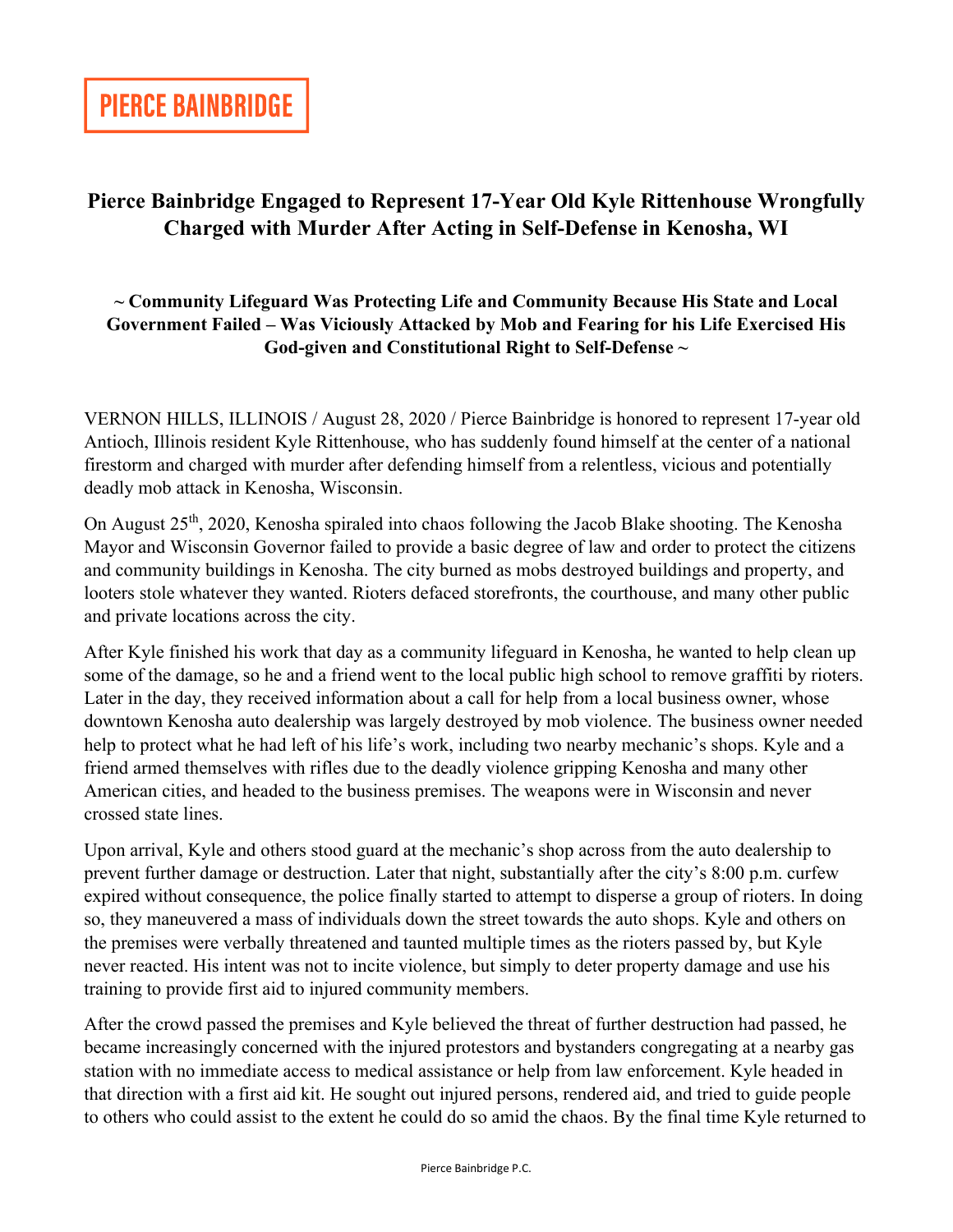**PIERCE BAINBRIDGE**

# Pierce Bainbridge Engaged to Represent 17-Year Old Kyle Rittenhouse Wrongfully Charged with Murder After Acting in Self-Defense in Kenosha, WI

**~ Community Lifeguard Was Protecting Life and Community Because His State and Local Government Failed – Was Viciously Attacked by Mob and Fearing for his Life Exercised His God-given and Constitutional Right to Self-Defense ~**

VERNON HILLS, ILLINOIS / August 28, 2020 / Pierce Bainbridge is honored to represent 17-year old Antioch, Illinois resident Kyle Rittenhouse, who has suddenly found himself at the center of a national firestorm and charged with murder after defending himself from a relentless, vicious and potentially deadly mob attack in Kenosha, Wisconsin.

On August 25th, 2020, Kenosha spiraled into chaos following the Jacob Blake shooting. The Kenosha Mayor and Wisconsin Governor failed to provide a basic degree of law and order to protect the citizens and community buildings in Kenosha. The city burned as mobs destroyed buildings and property, and looters stole whatever they wanted. Rioters defaced storefronts, the courthouse, and many other public and private locations across the city.

After Kyle finished his work that day as a community lifeguard in Kenosha, he wanted to help clean up some of the damage, so he and a friend went to the local public high school to remove graffiti by rioters. Later in the day, they received information about a call for help from a local business owner, whose downtown Kenosha auto dealership was largely destroyed by mob violence. The business owner needed help to protect what he had left of his life's work, including two nearby mechanic's shops. Kyle and a friend armed themselves with rifles due to the deadly violence gripping Kenosha and many other American cities, and headed to the business premises. The weapons were in Wisconsin and never crossed state lines.

Upon arrival, Kyle and others stood guard at the mechanic's shop across from the auto dealership to prevent further damage or destruction. Later that night, substantially after the city's 8:00 p.m. curfew expired without consequence, the police finally started to attempt to disperse a group of rioters. In doing so, they maneuvered a mass of individuals down the street towards the auto shops. Kyle and others on the premises were verbally threatened and taunted multiple times as the rioters passed by, but Kyle never reacted. His intent was not to incite violence, but simply to deter property damage and use his training to provide first aid to injured community members.

After the crowd passed the premises and Kyle believed the threat of further destruction had passed, he became increasingly concerned with the injured protestors and bystanders congregating at a nearby gas station with no immediate access to medical assistance or help from law enforcement. Kyle headed in that direction with a first aid kit. He sought out injured persons, rendered aid, and tried to guide people to others who could assist to the extent he could do so amid the chaos. By the final time Kyle returned to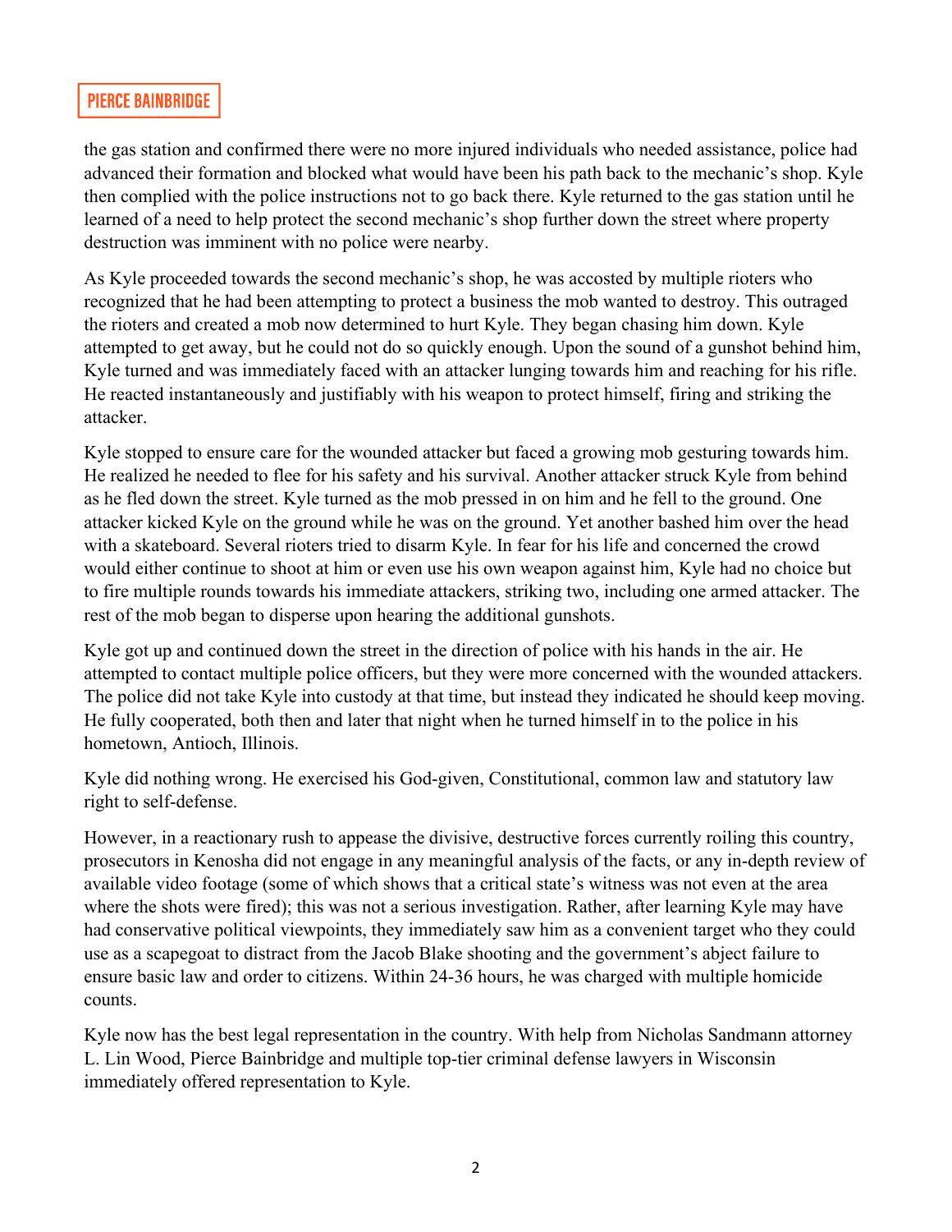the gas station and confirmed there were no more injured individuals who needed assistance, police had advanced their formation and blocked what would have been his path back to the mechanic's shop. Kyle then complied with the police instructions not to go back there. Kyle returned to the gas station until he learned of a need to help protect the second mechanic's shop further down the street where property destruction was imminent with no police were nearby.

As Kyle proceeded towards the second mechanic's shop, he was accosted by multiple rioters who recognized that he had been attempting to protect a business the mob wanted to destroy. This outraged the rioters and created a mob now determined to hurt Kyle. They began chasing him down. Kyle attempted to get away, but he could not do so quickly enough. Upon the sound of a gunshot behind him, Kyle turned and was immediately faced with an attacker lunging towards him and reaching for his rifle. He reacted instantaneously and justifiably with his weapon to protect himself, firing and striking the attacker.

Kyle stopped to ensure care for the wounded attacker but faced a growing mob gesturing towards him. He realized he needed to flee for his safety and his survival. Another attacker struck Kyle from behind as he fled down the street. Kyle turned as the mob pressed in on him and he fell to the ground. One attacker kicked Kyle on the ground while he was on the ground. Yet another bashed him over the head with a skateboard. Several rioters tried to disarm Kyle. In fear for his life and concerned the crowd would either continue to shoot at him or even use his own weapon against him, Kyle had no choice but to fire multiple rounds towards his immediate attackers, striking two, including one armed attacker. The rest of the mob began to disperse upon hearing the additional gunshots.

Kyle got up and continued down the street in the direction of police with his hands in the air. He attempted to contact multiple police officers, but they were more concerned with the wounded attackers. The police did not take Kyle into custody at that time, but instead they indicated he should keep moving. He fully cooperated, both then and later that night when he turned himself in to the police in his hometown, Antioch, Illinois.

Kyle did nothing wrong. He exercised his God-given, Constitutional, common law and statutory law right to self-defense.

However, in a reactionary rush to appease the divisive, destructive forces currently roiling this country, prosecutors in Kenosha did not engage in any meaningful analysis of the facts, or any in-depth review of available video footage (some of which shows that a critical state's witness was not even at the area where the shots were fired); this was not a serious investigation. Rather, after learning Kyle may have had conservative political viewpoints, they immediately saw him as a convenient target who they could use as a scapegoat to distract from the Jacob Blake shooting and the government's abject failure to ensure basic law and order to citizens. Within 24-36 hours, he was charged with multiple homicide counts.

Kyle now has the best legal representation in the country. With help from Nicholas Sandmann attorney L. Lin Wood, Pierce Bainbridge and multiple top-tier criminal defense lawyers in Wisconsin immediately offered representation to Kyle.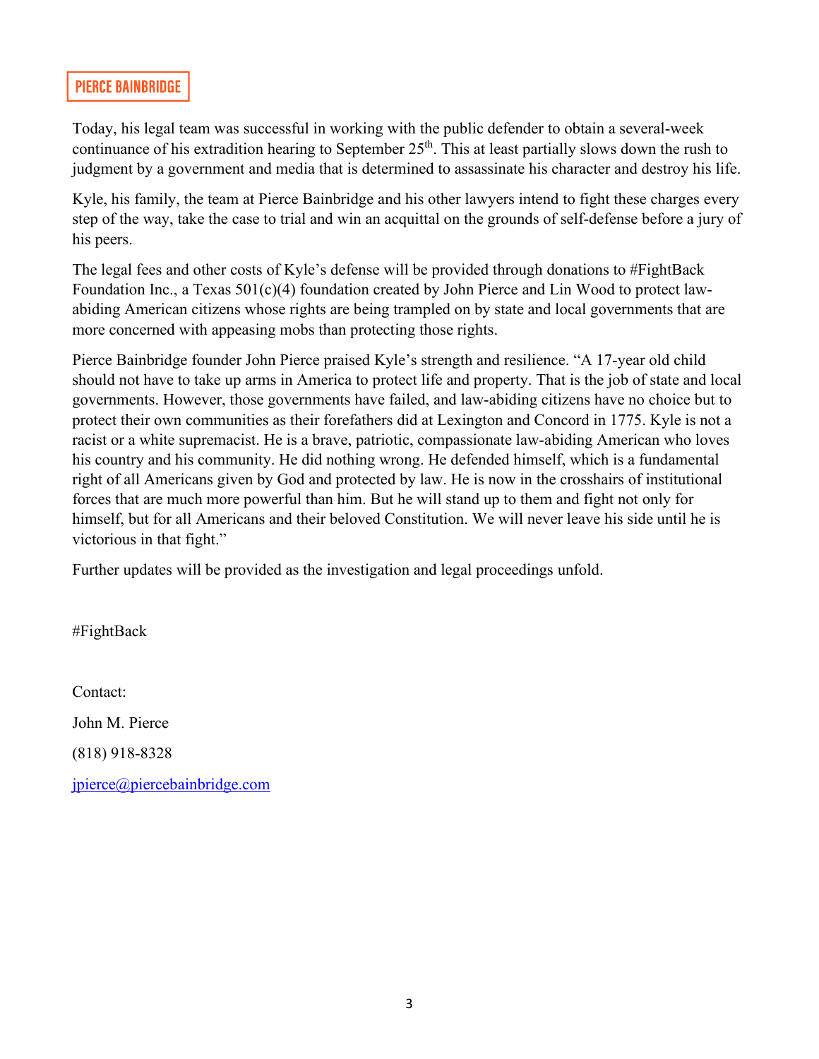PIERCE BAINBRIDGE

Today, his legal team was successful in working with the public defender to obtain a several-week continuance of his extradition hearing to September 25th. This at least partially slows down the rush to judgment by a government and media that is determined to assassinate his character and destroy his life.

Kyle, his family, the team at Pierce Bainbridge and his other lawyers intend to fight these charges every step of the way, take the case to trial and win an acquittal on the grounds of self-defense before a jury of his peers.

The legal fees and other costs of Kyle's defense will be provided through donations to #FightBack Foundation Inc., a Texas 501(c)(4) foundation created by John Pierce and Lin Wood to protect law-abiding American citizens whose rights are being trampled on by state and local governments that are more concerned with appeasing mobs than protecting those rights.

Pierce Bainbridge founder John Pierce praised Kyle's strength and resilience. "A 17-year old child should not have to take up arms in America to protect life and property. That is the job of state and local governments. However, those governments have failed, and law-abiding citizens have no choice but to protect their own communities as their forefathers did at Lexington and Concord in 1775. Kyle is not a racist or a white supremacist. He is a brave, patriotic, compassionate law-abiding American who loves his country and his community. He did nothing wrong. He defended himself, which is a fundamental right of all Americans given by God and protected by law. He is now in the crosshairs of institutional forces that are much more powerful than him. But he will stand up to them and fight not only for himself, but for all Americans and their beloved Constitution. We will never leave his side until he is victorious in that fight."

Further updates will be provided as the investigation and legal proceedings unfold.

#FightBack

Contact:

John M. Pierce

(818) 918-8328

jpierce@piercebainbridge.com